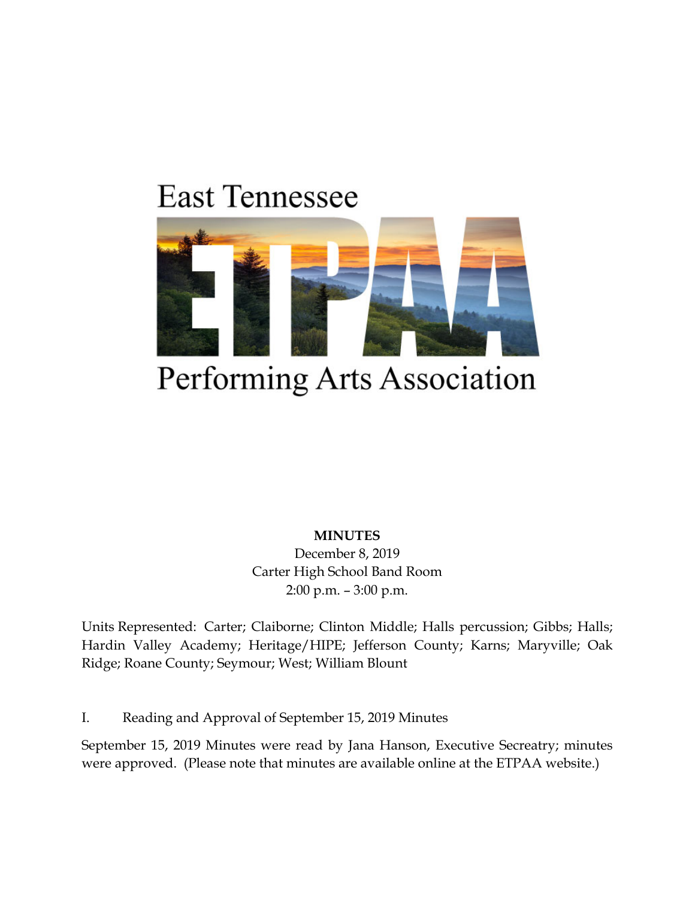East Tennessee

ETPAA

Performing Arts Association

**MINUTES**

December 8, 2019
Carter High School Band Room
2:00 p.m. – 3:00 p.m.

Units Represented: Carter; Claiborne; Clinton Middle; Halls percussion; Gibbs; Halls; Hardin Valley Academy; Heritage/HIPE; Jefferson County; Karns; Maryville; Oak Ridge; Roane County; Seymour; West; William Blount

I. Reading and Approval of September 15, 2019 Minutes

September 15, 2019 Minutes were read by Jana Hanson, Executive Secreatry; minutes were approved. (Please note that minutes are available online at the ETPAA website.)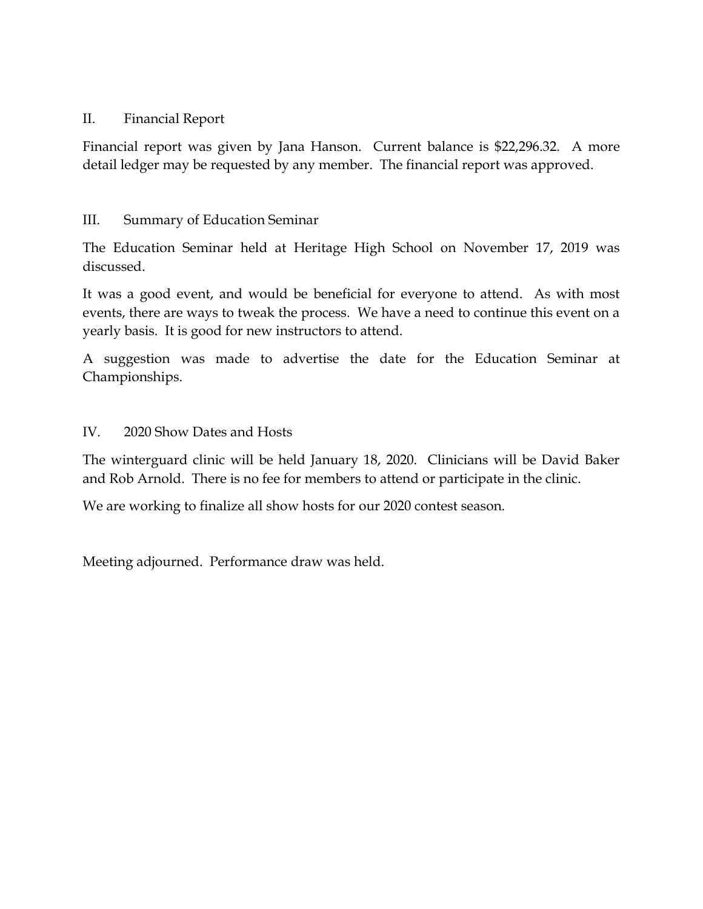## II. Financial Report

Financial report was given by Jana Hanson. Current balance is $22,296.32. A more detail ledger may be requested by any member. The financial report was approved.

## III. Summary of Education Seminar

The Education Seminar held at Heritage High School on November 17, 2019 was discussed.

It was a good event, and would be beneficial for everyone to attend. As with most events, there are ways to tweak the process. We have a need to continue this event on a yearly basis. It is good for new instructors to attend.

A suggestion was made to advertise the date for the Education Seminar at Championships.

## IV. 2020 Show Dates and Hosts

The winterguard clinic will be held January 18, 2020. Clinicians will be David Baker and Rob Arnold. There is no fee for members to attend or participate in the clinic.

We are working to finalize all show hosts for our 2020 contest season.

Meeting adjourned. Performance draw was held.